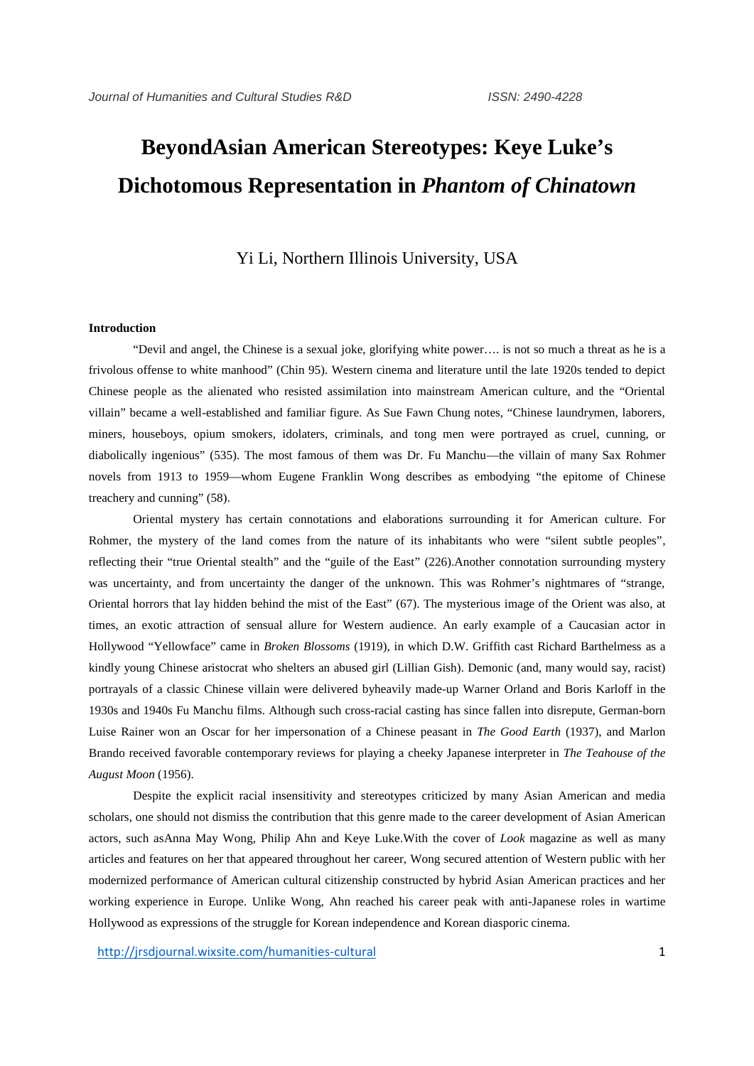# BeyondAsian American Stereotypes: Keye Luke's Dichotomous Representation in *Phantom of Chinatown*

Yi Li, Northern Illinois University, USA

**Introduction**

"Devil and angel, the Chinese is a sexual joke, glorifying white power…. is not so much a threat as he is a frivolous offense to white manhood" (Chin 95). Western cinema and literature until the late 1920s tended to depict Chinese people as the alienated who resisted assimilation into mainstream American culture, and the "Oriental villain" became a well-established and familiar figure. As Sue Fawn Chung notes, "Chinese laundrymen, laborers, miners, houseboys, opium smokers, idolaters, criminals, and tong men were portrayed as cruel, cunning, or diabolically ingenious" (535). The most famous of them was Dr. Fu Manchu—the villain of many Sax Rohmer novels from 1913 to 1959—whom Eugene Franklin Wong describes as embodying "the epitome of Chinese treachery and cunning" (58).

Oriental mystery has certain connotations and elaborations surrounding it for American culture. For Rohmer, the mystery of the land comes from the nature of its inhabitants who were "silent subtle peoples", reflecting their "true Oriental stealth" and the "guile of the East" (226).Another connotation surrounding mystery was uncertainty, and from uncertainty the danger of the unknown. This was Rohmer's nightmares of "strange, Oriental horrors that lay hidden behind the mist of the East" (67). The mysterious image of the Orient was also, at times, an exotic attraction of sensual allure for Western audience. An early example of a Caucasian actor in Hollywood "Yellowface" came in *Broken Blossoms* (1919), in which D.W. Griffith cast Richard Barthelmess as a kindly young Chinese aristocrat who shelters an abused girl (Lillian Gish). Demonic (and, many would say, racist) portrayals of a classic Chinese villain were delivered byheavily made-up Warner Orland and Boris Karloff in the 1930s and 1940s Fu Manchu films. Although such cross-racial casting has since fallen into disrepute, German-born Luise Rainer won an Oscar for her impersonation of a Chinese peasant in *The Good Earth* (1937), and Marlon Brando received favorable contemporary reviews for playing a cheeky Japanese interpreter in *The Teahouse of the August Moon* (1956).

Despite the explicit racial insensitivity and stereotypes criticized by many Asian American and media scholars, one should not dismiss the contribution that this genre made to the career development of Asian American actors, such asAnna May Wong, Philip Ahn and Keye Luke.With the cover of *Look* magazine as well as many articles and features on her that appeared throughout her career, Wong secured attention of Western public with her modernized performance of American cultural citizenship constructed by hybrid Asian American practices and her working experience in Europe. Unlike Wong, Ahn reached his career peak with anti-Japanese roles in wartime Hollywood as expressions of the struggle for Korean independence and Korean diasporic cinema.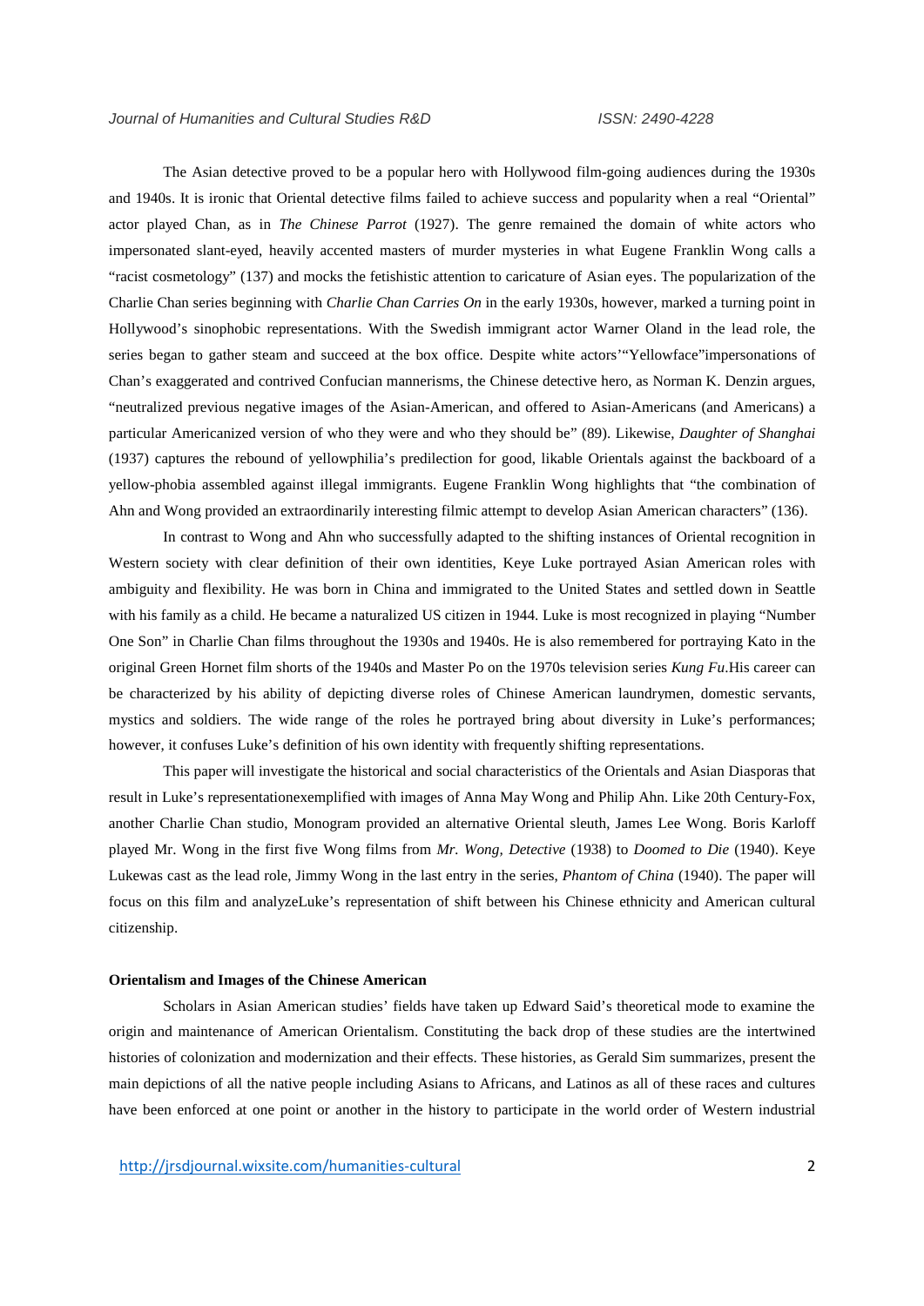The Asian detective proved to be a popular hero with Hollywood film-going audiences during the 1930s and 1940s. It is ironic that Oriental detective films failed to achieve success and popularity when a real "Oriental" actor played Chan, as in *The Chinese Parrot* (1927). The genre remained the domain of white actors who impersonated slant-eyed, heavily accented masters of murder mysteries in what Eugene Franklin Wong calls a "racist cosmetology" (137) and mocks the fetishistic attention to caricature of Asian eyes. The popularization of the Charlie Chan series beginning with *Charlie Chan Carries On* in the early 1930s, however, marked a turning point in Hollywood's sinophobic representations. With the Swedish immigrant actor Warner Oland in the lead role, the series began to gather steam and succeed at the box office. Despite white actors'"Yellowface"impersonations of Chan's exaggerated and contrived Confucian mannerisms, the Chinese detective hero, as Norman K. Denzin argues, "neutralized previous negative images of the Asian-American, and offered to Asian-Americans (and Americans) a particular Americanized version of who they were and who they should be" (89). Likewise, *Daughter of Shanghai* (1937) captures the rebound of yellowphilia's predilection for good, likable Orientals against the backboard of a yellow-phobia assembled against illegal immigrants. Eugene Franklin Wong highlights that "the combination of Ahn and Wong provided an extraordinarily interesting filmic attempt to develop Asian American characters" (136).

In contrast to Wong and Ahn who successfully adapted to the shifting instances of Oriental recognition in Western society with clear definition of their own identities, Keye Luke portrayed Asian American roles with ambiguity and flexibility. He was born in China and immigrated to the United States and settled down in Seattle with his family as a child. He became a naturalized US citizen in 1944. Luke is most recognized in playing "Number One Son" in Charlie Chan films throughout the 1930s and 1940s. He is also remembered for portraying Kato in the original Green Hornet film shorts of the 1940s and Master Po on the 1970s television series *Kung Fu*.His career can be characterized by his ability of depicting diverse roles of Chinese American laundrymen, domestic servants, mystics and soldiers. The wide range of the roles he portrayed bring about diversity in Luke's performances; however, it confuses Luke's definition of his own identity with frequently shifting representations.

This paper will investigate the historical and social characteristics of the Orientals and Asian Diasporas that result in Luke's representationexemplified with images of Anna May Wong and Philip Ahn. Like 20th Century-Fox, another Charlie Chan studio, Monogram provided an alternative Oriental sleuth, James Lee Wong. Boris Karloff played Mr. Wong in the first five Wong films from *Mr. Wong, Detective* (1938) to *Doomed to Die* (1940). Keye Lukewas cast as the lead role, Jimmy Wong in the last entry in the series, *Phantom of China* (1940). The paper will focus on this film and analyzeLuke's representation of shift between his Chinese ethnicity and American cultural citizenship.

### Orientalism and Images of the Chinese American

Scholars in Asian American studies' fields have taken up Edward Said's theoretical mode to examine the origin and maintenance of American Orientalism. Constituting the back drop of these studies are the intertwined histories of colonization and modernization and their effects. These histories, as Gerald Sim summarizes, present the main depictions of all the native people including Asians to Africans, and Latinos as all of these races and cultures have been enforced at one point or another in the history to participate in the world order of Western industrial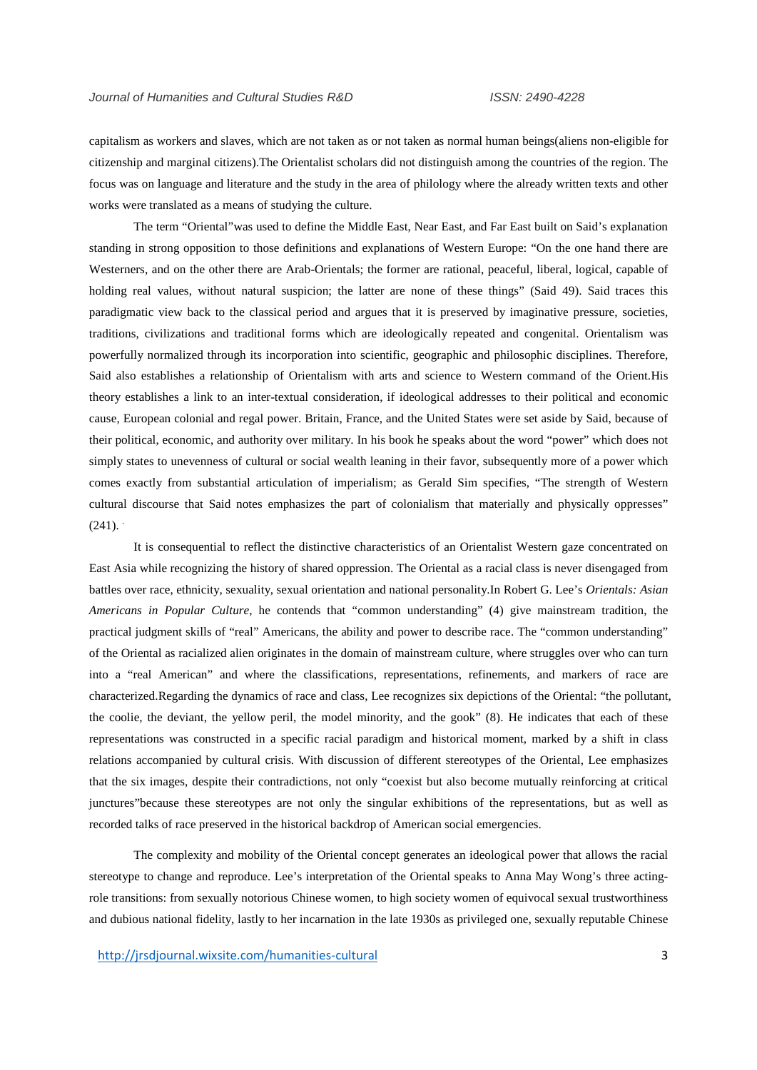capitalism as workers and slaves, which are not taken as or not taken as normal human beings(aliens non-eligible for citizenship and marginal citizens).The Orientalist scholars did not distinguish among the countries of the region. The focus was on language and literature and the study in the area of philology where the already written texts and other works were translated as a means of studying the culture.

The term "Oriental"was used to define the Middle East, Near East, and Far East built on Said's explanation standing in strong opposition to those definitions and explanations of Western Europe: "On the one hand there are Westerners, and on the other there are Arab-Orientals; the former are rational, peaceful, liberal, logical, capable of holding real values, without natural suspicion; the latter are none of these things" (Said 49). Said traces this paradigmatic view back to the classical period and argues that it is preserved by imaginative pressure, societies, traditions, civilizations and traditional forms which are ideologically repeated and congenital. Orientalism was powerfully normalized through its incorporation into scientific, geographic and philosophic disciplines. Therefore, Said also establishes a relationship of Orientalism with arts and science to Western command of the Orient.His theory establishes a link to an inter-textual consideration, if ideological addresses to their political and economic cause, European colonial and regal power. Britain, France, and the United States were set aside by Said, because of their political, economic, and authority over military. In his book he speaks about the word "power" which does not simply states to unevenness of cultural or social wealth leaning in their favor, subsequently more of a power which comes exactly from substantial articulation of imperialism; as Gerald Sim specifies, "The strength of Western cultural discourse that Said notes emphasizes the part of colonialism that materially and physically oppresses" (241).

It is consequential to reflect the distinctive characteristics of an Orientalist Western gaze concentrated on East Asia while recognizing the history of shared oppression. The Oriental as a racial class is never disengaged from battles over race, ethnicity, sexuality, sexual orientation and national personality.In Robert G. Lee's *Orientals: Asian Americans in Popular Culture*, he contends that "common understanding" (4) give mainstream tradition, the practical judgment skills of "real" Americans, the ability and power to describe race. The "common understanding" of the Oriental as racialized alien originates in the domain of mainstream culture, where struggles over who can turn into a "real American" and where the classifications, representations, refinements, and markers of race are characterized.Regarding the dynamics of race and class, Lee recognizes six depictions of the Oriental: "the pollutant, the coolie, the deviant, the yellow peril, the model minority, and the gook" (8). He indicates that each of these representations was constructed in a specific racial paradigm and historical moment, marked by a shift in class relations accompanied by cultural crisis. With discussion of different stereotypes of the Oriental, Lee emphasizes that the six images, despite their contradictions, not only "coexist but also become mutually reinforcing at critical junctures"because these stereotypes are not only the singular exhibitions of the representations, but as well as recorded talks of race preserved in the historical backdrop of American social emergencies.

The complexity and mobility of the Oriental concept generates an ideological power that allows the racial stereotype to change and reproduce. Lee's interpretation of the Oriental speaks to Anna May Wong's three acting-role transitions: from sexually notorious Chinese women, to high society women of equivocal sexual trustworthiness and dubious national fidelity, lastly to her incarnation in the late 1930s as privileged one, sexually reputable Chinese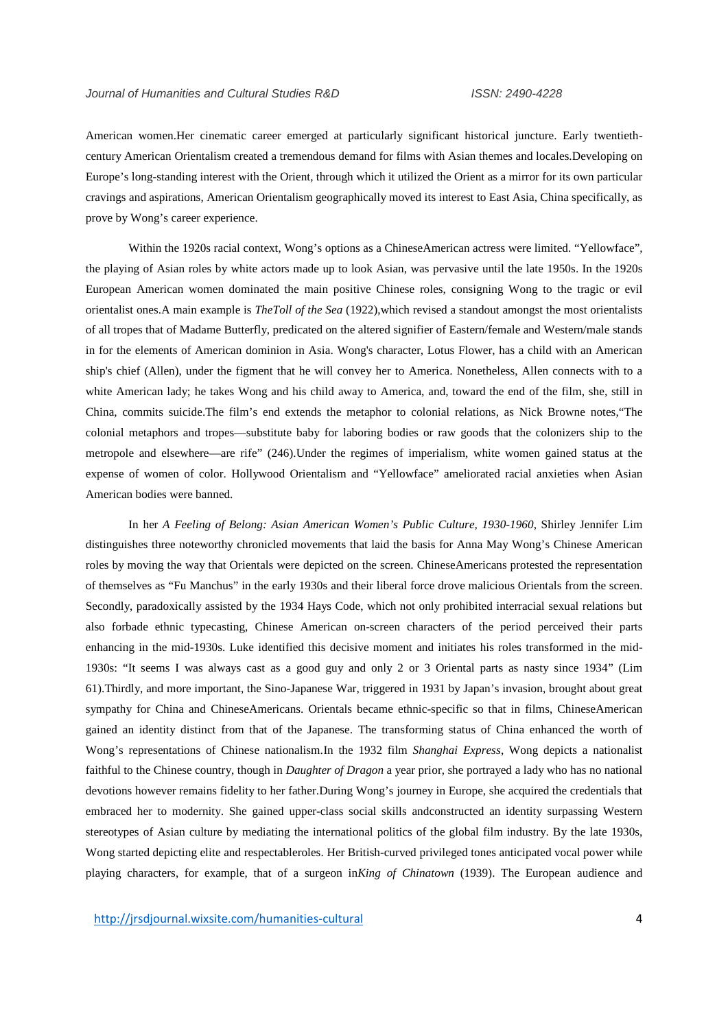American women.Her cinematic career emerged at particularly significant historical juncture. Early twentieth-century American Orientalism created a tremendous demand for films with Asian themes and locales.Developing on Europe's long-standing interest with the Orient, through which it utilized the Orient as a mirror for its own particular cravings and aspirations, American Orientalism geographically moved its interest to East Asia, China specifically, as prove by Wong's career experience.

Within the 1920s racial context, Wong's options as a ChineseAmerican actress were limited. "Yellowface", the playing of Asian roles by white actors made up to look Asian, was pervasive until the late 1950s. In the 1920s European American women dominated the main positive Chinese roles, consigning Wong to the tragic or evil orientalist ones.A main example is *TheToll of the Sea* (1922),which revised a standout amongst the most orientalists of all tropes that of Madame Butterfly, predicated on the altered signifier of Eastern/female and Western/male stands in for the elements of American dominion in Asia. Wong's character, Lotus Flower, has a child with an American ship's chief (Allen), under the figment that he will convey her to America. Nonetheless, Allen connects with to a white American lady; he takes Wong and his child away to America, and, toward the end of the film, she, still in China, commits suicide.The film's end extends the metaphor to colonial relations, as Nick Browne notes,"The colonial metaphors and tropes—substitute baby for laboring bodies or raw goods that the colonizers ship to the metropole and elsewhere—are rife" (246).Under the regimes of imperialism, white women gained status at the expense of women of color. Hollywood Orientalism and "Yellowface" ameliorated racial anxieties when Asian American bodies were banned.

In her *A Feeling of Belong: Asian American Women's Public Culture, 1930-1960*, Shirley Jennifer Lim distinguishes three noteworthy chronicled movements that laid the basis for Anna May Wong's Chinese American roles by moving the way that Orientals were depicted on the screen. ChineseAmericans protested the representation of themselves as "Fu Manchus" in the early 1930s and their liberal force drove malicious Orientals from the screen. Secondly, paradoxically assisted by the 1934 Hays Code, which not only prohibited interracial sexual relations but also forbade ethnic typecasting, Chinese American on-screen characters of the period perceived their parts enhancing in the mid-1930s. Luke identified this decisive moment and initiates his roles transformed in the mid-1930s: "It seems I was always cast as a good guy and only 2 or 3 Oriental parts as nasty since 1934" (Lim 61).Thirdly, and more important, the Sino-Japanese War, triggered in 1931 by Japan's invasion, brought about great sympathy for China and ChineseAmericans. Orientals became ethnic-specific so that in films, ChineseAmerican gained an identity distinct from that of the Japanese. The transforming status of China enhanced the worth of Wong's representations of Chinese nationalism.In the 1932 film *Shanghai Express*, Wong depicts a nationalist faithful to the Chinese country, though in *Daughter of Dragon* a year prior, she portrayed a lady who has no national devotions however remains fidelity to her father.During Wong's journey in Europe, she acquired the credentials that embraced her to modernity. She gained upper-class social skills andconstructed an identity surpassing Western stereotypes of Asian culture by mediating the international politics of the global film industry. By the late 1930s, Wong started depicting elite and respectableroles. Her British-curved privileged tones anticipated vocal power while playing characters, for example, that of a surgeon in*King of Chinatown* (1939). The European audience and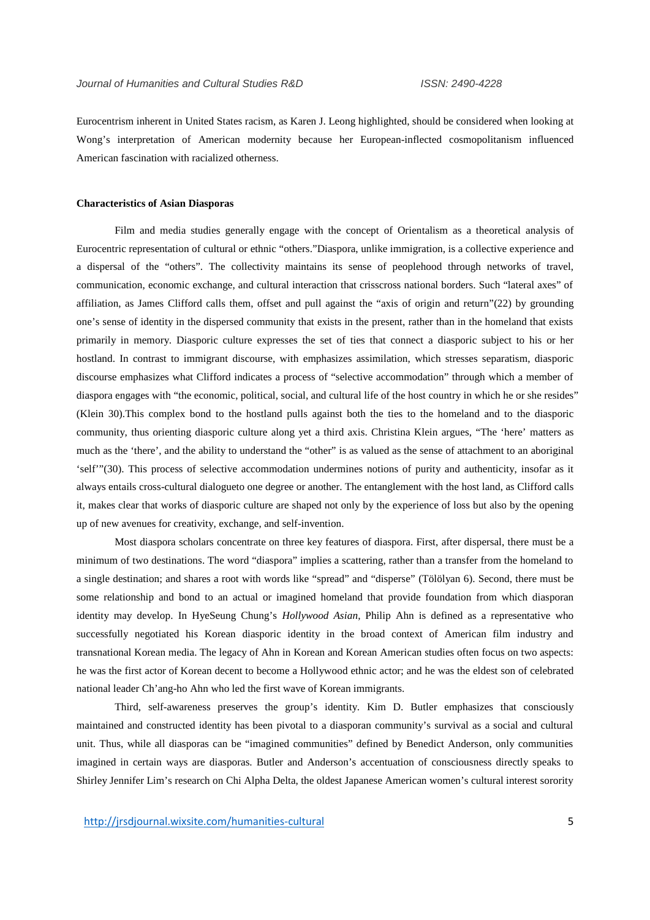Eurocentrism inherent in United States racism, as Karen J. Leong highlighted, should be considered when looking at Wong's interpretation of American modernity because her European-inflected cosmopolitanism influenced American fascination with racialized otherness.

**Characteristics of Asian Diasporas**

Film and media studies generally engage with the concept of Orientalism as a theoretical analysis of Eurocentric representation of cultural or ethnic "others."Diaspora, unlike immigration, is a collective experience and a dispersal of the "others". The collectivity maintains its sense of peoplehood through networks of travel, communication, economic exchange, and cultural interaction that crisscross national borders. Such "lateral axes" of affiliation, as James Clifford calls them, offset and pull against the "axis of origin and return"(22) by grounding one's sense of identity in the dispersed community that exists in the present, rather than in the homeland that exists primarily in memory. Diasporic culture expresses the set of ties that connect a diasporic subject to his or her hostland. In contrast to immigrant discourse, with emphasizes assimilation, which stresses separatism, diasporic discourse emphasizes what Clifford indicates a process of "selective accommodation" through which a member of diaspora engages with "the economic, political, social, and cultural life of the host country in which he or she resides" (Klein 30).This complex bond to the hostland pulls against both the ties to the homeland and to the diasporic community, thus orienting diasporic culture along yet a third axis. Christina Klein argues, "The 'here' matters as much as the 'there', and the ability to understand the "other" is as valued as the sense of attachment to an aboriginal 'self'"(30). This process of selective accommodation undermines notions of purity and authenticity, insofar as it always entails cross-cultural dialogueto one degree or another. The entanglement with the host land, as Clifford calls it, makes clear that works of diasporic culture are shaped not only by the experience of loss but also by the opening up of new avenues for creativity, exchange, and self-invention.

Most diaspora scholars concentrate on three key features of diaspora. First, after dispersal, there must be a minimum of two destinations. The word "diaspora" implies a scattering, rather than a transfer from the homeland to a single destination; and shares a root with words like "spread" and "disperse" (Tölölyan 6). Second, there must be some relationship and bond to an actual or imagined homeland that provide foundation from which diasporan identity may develop. In HyeSeung Chung's *Hollywood Asian*, Philip Ahn is defined as a representative who successfully negotiated his Korean diasporic identity in the broad context of American film industry and transnational Korean media. The legacy of Ahn in Korean and Korean American studies often focus on two aspects: he was the first actor of Korean decent to become a Hollywood ethnic actor; and he was the eldest son of celebrated national leader Ch'ang-ho Ahn who led the first wave of Korean immigrants.

Third, self-awareness preserves the group's identity. Kim D. Butler emphasizes that consciously maintained and constructed identity has been pivotal to a diasporan community's survival as a social and cultural unit. Thus, while all diasporas can be "imagined communities" defined by Benedict Anderson, only communities imagined in certain ways are diasporas. Butler and Anderson's accentuation of consciousness directly speaks to Shirley Jennifer Lim's research on Chi Alpha Delta, the oldest Japanese American women's cultural interest sorority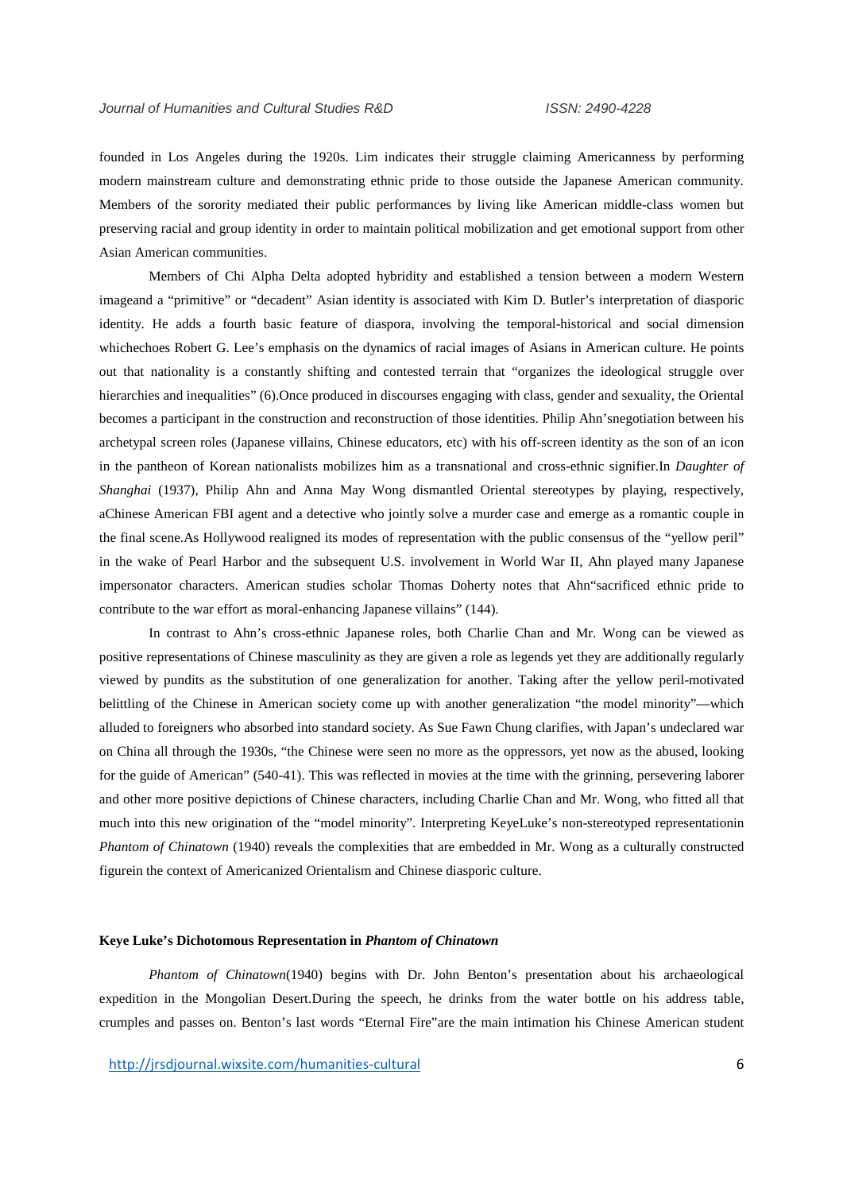founded in Los Angeles during the 1920s. Lim indicates their struggle claiming Americanness by performing modern mainstream culture and demonstrating ethnic pride to those outside the Japanese American community. Members of the sorority mediated their public performances by living like American middle-class women but preserving racial and group identity in order to maintain political mobilization and get emotional support from other Asian American communities.

Members of Chi Alpha Delta adopted hybridity and established a tension between a modern Western imageand a "primitive" or "decadent" Asian identity is associated with Kim D. Butler's interpretation of diasporic identity. He adds a fourth basic feature of diaspora, involving the temporal-historical and social dimension whichechoes Robert G. Lee's emphasis on the dynamics of racial images of Asians in American culture. He points out that nationality is a constantly shifting and contested terrain that "organizes the ideological struggle over hierarchies and inequalities" (6).Once produced in discourses engaging with class, gender and sexuality, the Oriental becomes a participant in the construction and reconstruction of those identities. Philip Ahn'snegotiation between his archetypal screen roles (Japanese villains, Chinese educators, etc) with his off-screen identity as the son of an icon in the pantheon of Korean nationalists mobilizes him as a transnational and cross-ethnic signifier.In *Daughter of Shanghai* (1937), Philip Ahn and Anna May Wong dismantled Oriental stereotypes by playing, respectively, aChinese American FBI agent and a detective who jointly solve a murder case and emerge as a romantic couple in the final scene.As Hollywood realigned its modes of representation with the public consensus of the "yellow peril" in the wake of Pearl Harbor and the subsequent U.S. involvement in World War II, Ahn played many Japanese impersonator characters. American studies scholar Thomas Doherty notes that Ahn"sacrificed ethnic pride to contribute to the war effort as moral-enhancing Japanese villains" (144).

In contrast to Ahn's cross-ethnic Japanese roles, both Charlie Chan and Mr. Wong can be viewed as positive representations of Chinese masculinity as they are given a role as legends yet they are additionally regularly viewed by pundits as the substitution of one generalization for another. Taking after the yellow peril-motivated belittling of the Chinese in American society come up with another generalization "the model minority"—which alluded to foreigners who absorbed into standard society. As Sue Fawn Chung clarifies, with Japan's undeclared war on China all through the 1930s, "the Chinese were seen no more as the oppressors, yet now as the abused, looking for the guide of American" (540-41). This was reflected in movies at the time with the grinning, persevering laborer and other more positive depictions of Chinese characters, including Charlie Chan and Mr. Wong, who fitted all that much into this new origination of the "model minority". Interpreting KeyeLuke's non-stereotyped representationin *Phantom of Chinatown* (1940) reveals the complexities that are embedded in Mr. Wong as a culturally constructed figurein the context of Americanized Orientalism and Chinese diasporic culture.

**Keye Luke's Dichotomous Representation in *Phantom of Chinatown***

*Phantom of Chinatown*(1940) begins with Dr. John Benton's presentation about his archaeological expedition in the Mongolian Desert.During the speech, he drinks from the water bottle on his address table, crumples and passes on. Benton's last words "Eternal Fire"are the main intimation his Chinese American student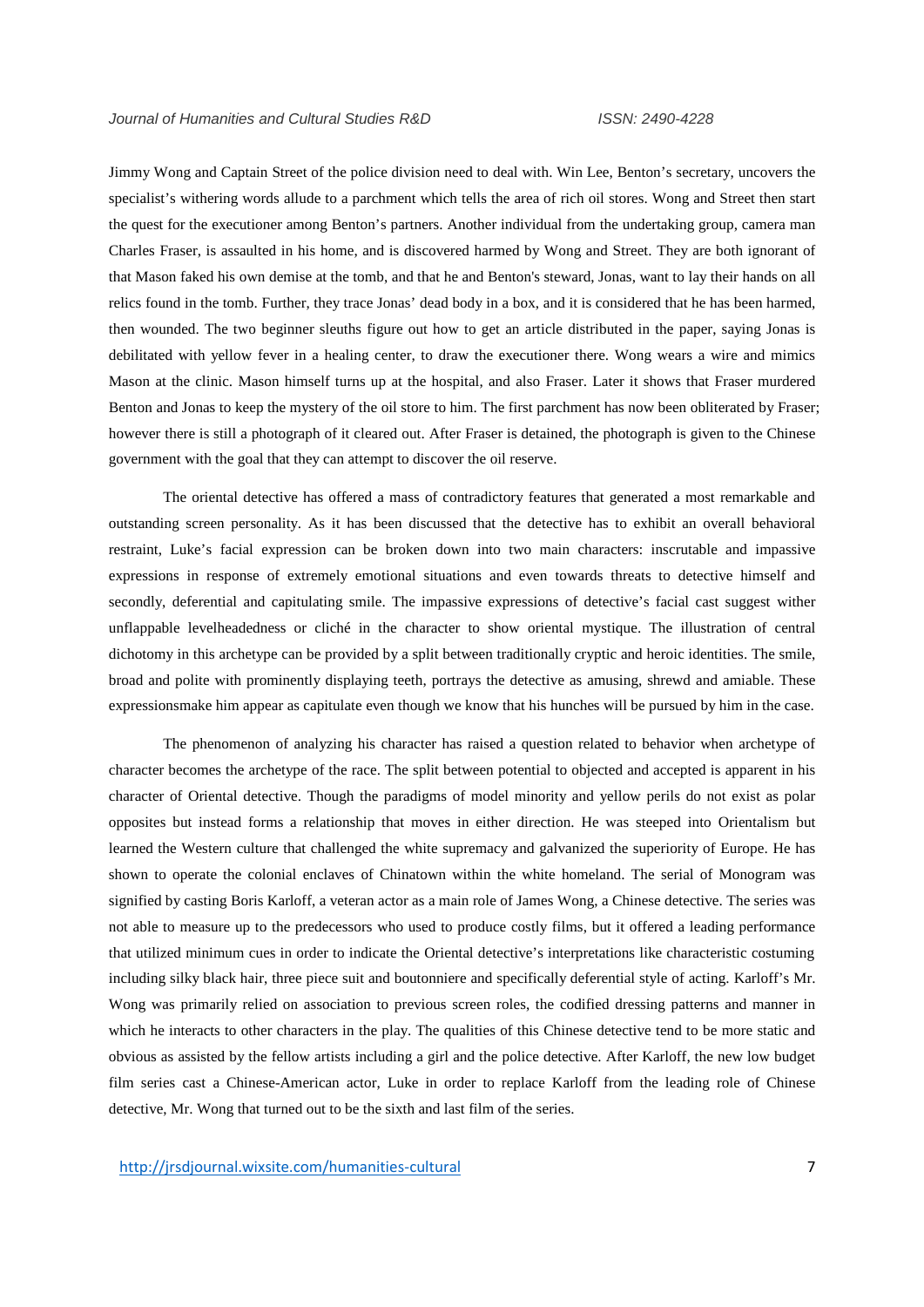Jimmy Wong and Captain Street of the police division need to deal with. Win Lee, Benton's secretary, uncovers the specialist's withering words allude to a parchment which tells the area of rich oil stores. Wong and Street then start the quest for the executioner among Benton's partners. Another individual from the undertaking group, camera man Charles Fraser, is assaulted in his home, and is discovered harmed by Wong and Street. They are both ignorant of that Mason faked his own demise at the tomb, and that he and Benton's steward, Jonas, want to lay their hands on all relics found in the tomb. Further, they trace Jonas' dead body in a box, and it is considered that he has been harmed, then wounded. The two beginner sleuths figure out how to get an article distributed in the paper, saying Jonas is debilitated with yellow fever in a healing center, to draw the executioner there. Wong wears a wire and mimics Mason at the clinic. Mason himself turns up at the hospital, and also Fraser. Later it shows that Fraser murdered Benton and Jonas to keep the mystery of the oil store to him. The first parchment has now been obliterated by Fraser; however there is still a photograph of it cleared out. After Fraser is detained, the photograph is given to the Chinese government with the goal that they can attempt to discover the oil reserve.

The oriental detective has offered a mass of contradictory features that generated a most remarkable and outstanding screen personality. As it has been discussed that the detective has to exhibit an overall behavioral restraint, Luke's facial expression can be broken down into two main characters: inscrutable and impassive expressions in response of extremely emotional situations and even towards threats to detective himself and secondly, deferential and capitulating smile. The impassive expressions of detective's facial cast suggest wither unflappable levelheadedness or cliché in the character to show oriental mystique. The illustration of central dichotomy in this archetype can be provided by a split between traditionally cryptic and heroic identities. The smile, broad and polite with prominently displaying teeth, portrays the detective as amusing, shrewd and amiable. These expressionsmake him appear as capitulate even though we know that his hunches will be pursued by him in the case.

The phenomenon of analyzing his character has raised a question related to behavior when archetype of character becomes the archetype of the race. The split between potential to objected and accepted is apparent in his character of Oriental detective. Though the paradigms of model minority and yellow perils do not exist as polar opposites but instead forms a relationship that moves in either direction. He was steeped into Orientalism but learned the Western culture that challenged the white supremacy and galvanized the superiority of Europe. He has shown to operate the colonial enclaves of Chinatown within the white homeland. The serial of Monogram was signified by casting Boris Karloff, a veteran actor as a main role of James Wong, a Chinese detective. The series was not able to measure up to the predecessors who used to produce costly films, but it offered a leading performance that utilized minimum cues in order to indicate the Oriental detective's interpretations like characteristic costuming including silky black hair, three piece suit and boutonniere and specifically deferential style of acting. Karloff's Mr. Wong was primarily relied on association to previous screen roles, the codified dressing patterns and manner in which he interacts to other characters in the play. The qualities of this Chinese detective tend to be more static and obvious as assisted by the fellow artists including a girl and the police detective. After Karloff, the new low budget film series cast a Chinese-American actor, Luke in order to replace Karloff from the leading role of Chinese detective, Mr. Wong that turned out to be the sixth and last film of the series.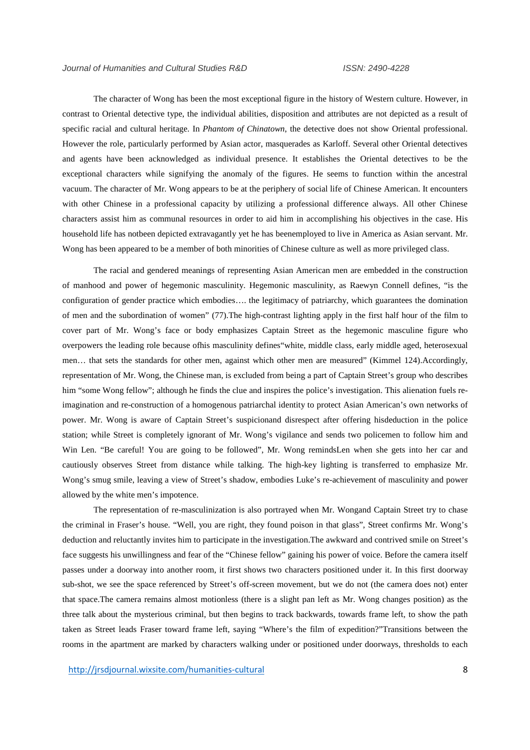The character of Wong has been the most exceptional figure in the history of Western culture. However, in contrast to Oriental detective type, the individual abilities, disposition and attributes are not depicted as a result of specific racial and cultural heritage. In *Phantom of Chinatown*, the detective does not show Oriental professional. However the role, particularly performed by Asian actor, masquerades as Karloff. Several other Oriental detectives and agents have been acknowledged as individual presence. It establishes the Oriental detectives to be the exceptional characters while signifying the anomaly of the figures. He seems to function within the ancestral vacuum. The character of Mr. Wong appears to be at the periphery of social life of Chinese American. It encounters with other Chinese in a professional capacity by utilizing a professional difference always. All other Chinese characters assist him as communal resources in order to aid him in accomplishing his objectives in the case. His household life has notbeen depicted extravagantly yet he has beenemployed to live in America as Asian servant. Mr. Wong has been appeared to be a member of both minorities of Chinese culture as well as more privileged class.

The racial and gendered meanings of representing Asian American men are embedded in the construction of manhood and power of hegemonic masculinity. Hegemonic masculinity, as Raewyn Connell defines, "is the configuration of gender practice which embodies…. the legitimacy of patriarchy, which guarantees the domination of men and the subordination of women" (77).The high-contrast lighting apply in the first half hour of the film to cover part of Mr. Wong's face or body emphasizes Captain Street as the hegemonic masculine figure who overpowers the leading role because ofhis masculinity defines"white, middle class, early middle aged, heterosexual men… that sets the standards for other men, against which other men are measured" (Kimmel 124).Accordingly, representation of Mr. Wong, the Chinese man, is excluded from being a part of Captain Street's group who describes him "some Wong fellow"; although he finds the clue and inspires the police's investigation. This alienation fuels re-imagination and re-construction of a homogenous patriarchal identity to protect Asian American's own networks of power. Mr. Wong is aware of Captain Street's suspicionand disrespect after offering hisdeduction in the police station; while Street is completely ignorant of Mr. Wong's vigilance and sends two policemen to follow him and Win Len. "Be careful! You are going to be followed", Mr. Wong remindsLen when she gets into her car and cautiously observes Street from distance while talking. The high-key lighting is transferred to emphasize Mr. Wong's smug smile, leaving a view of Street's shadow, embodies Luke's re-achievement of masculinity and power allowed by the white men's impotence.

The representation of re-masculinization is also portrayed when Mr. Wongand Captain Street try to chase the criminal in Fraser's house. "Well, you are right, they found poison in that glass", Street confirms Mr. Wong's deduction and reluctantly invites him to participate in the investigation.The awkward and contrived smile on Street's face suggests his unwillingness and fear of the "Chinese fellow" gaining his power of voice. Before the camera itself passes under a doorway into another room, it first shows two characters positioned under it. In this first doorway sub-shot, we see the space referenced by Street's off-screen movement, but we do not (the camera does not) enter that space.The camera remains almost motionless (there is a slight pan left as Mr. Wong changes position) as the three talk about the mysterious criminal, but then begins to track backwards, towards frame left, to show the path taken as Street leads Fraser toward frame left, saying "Where's the film of expedition?"Transitions between the rooms in the apartment are marked by characters walking under or positioned under doorways, thresholds to each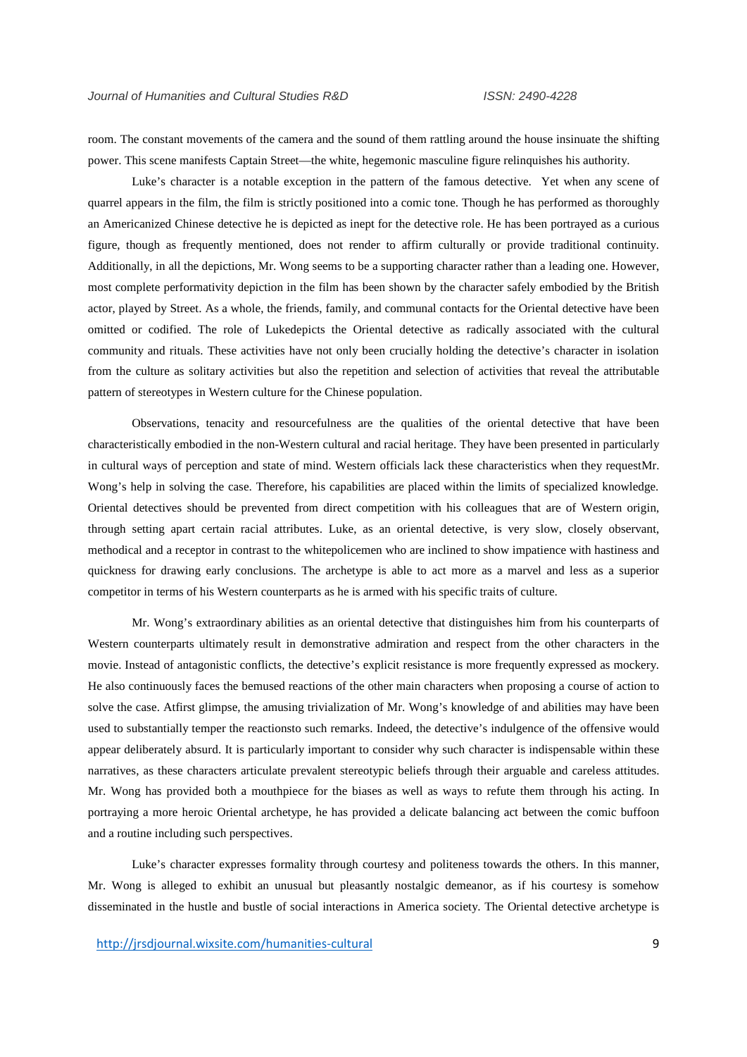room. The constant movements of the camera and the sound of them rattling around the house insinuate the shifting power. This scene manifests Captain Street—the white, hegemonic masculine figure relinquishes his authority.

Luke's character is a notable exception in the pattern of the famous detective. Yet when any scene of quarrel appears in the film, the film is strictly positioned into a comic tone. Though he has performed as thoroughly an Americanized Chinese detective he is depicted as inept for the detective role. He has been portrayed as a curious figure, though as frequently mentioned, does not render to affirm culturally or provide traditional continuity. Additionally, in all the depictions, Mr. Wong seems to be a supporting character rather than a leading one. However, most complete performativity depiction in the film has been shown by the character safely embodied by the British actor, played by Street. As a whole, the friends, family, and communal contacts for the Oriental detective have been omitted or codified. The role of Lukedepicts the Oriental detective as radically associated with the cultural community and rituals. These activities have not only been crucially holding the detective's character in isolation from the culture as solitary activities but also the repetition and selection of activities that reveal the attributable pattern of stereotypes in Western culture for the Chinese population.

Observations, tenacity and resourcefulness are the qualities of the oriental detective that have been characteristically embodied in the non-Western cultural and racial heritage. They have been presented in particularly in cultural ways of perception and state of mind. Western officials lack these characteristics when they requestMr. Wong's help in solving the case. Therefore, his capabilities are placed within the limits of specialized knowledge. Oriental detectives should be prevented from direct competition with his colleagues that are of Western origin, through setting apart certain racial attributes. Luke, as an oriental detective, is very slow, closely observant, methodical and a receptor in contrast to the whitepolicemen who are inclined to show impatience with hastiness and quickness for drawing early conclusions. The archetype is able to act more as a marvel and less as a superior competitor in terms of his Western counterparts as he is armed with his specific traits of culture.

Mr. Wong's extraordinary abilities as an oriental detective that distinguishes him from his counterparts of Western counterparts ultimately result in demonstrative admiration and respect from the other characters in the movie. Instead of antagonistic conflicts, the detective's explicit resistance is more frequently expressed as mockery. He also continuously faces the bemused reactions of the other main characters when proposing a course of action to solve the case. Atfirst glimpse, the amusing trivialization of Mr. Wong's knowledge of and abilities may have been used to substantially temper the reactionsto such remarks. Indeed, the detective's indulgence of the offensive would appear deliberately absurd. It is particularly important to consider why such character is indispensable within these narratives, as these characters articulate prevalent stereotypic beliefs through their arguable and careless attitudes. Mr. Wong has provided both a mouthpiece for the biases as well as ways to refute them through his acting. In portraying a more heroic Oriental archetype, he has provided a delicate balancing act between the comic buffoon and a routine including such perspectives.

Luke's character expresses formality through courtesy and politeness towards the others. In this manner, Mr. Wong is alleged to exhibit an unusual but pleasantly nostalgic demeanor, as if his courtesy is somehow disseminated in the hustle and bustle of social interactions in America society. The Oriental detective archetype is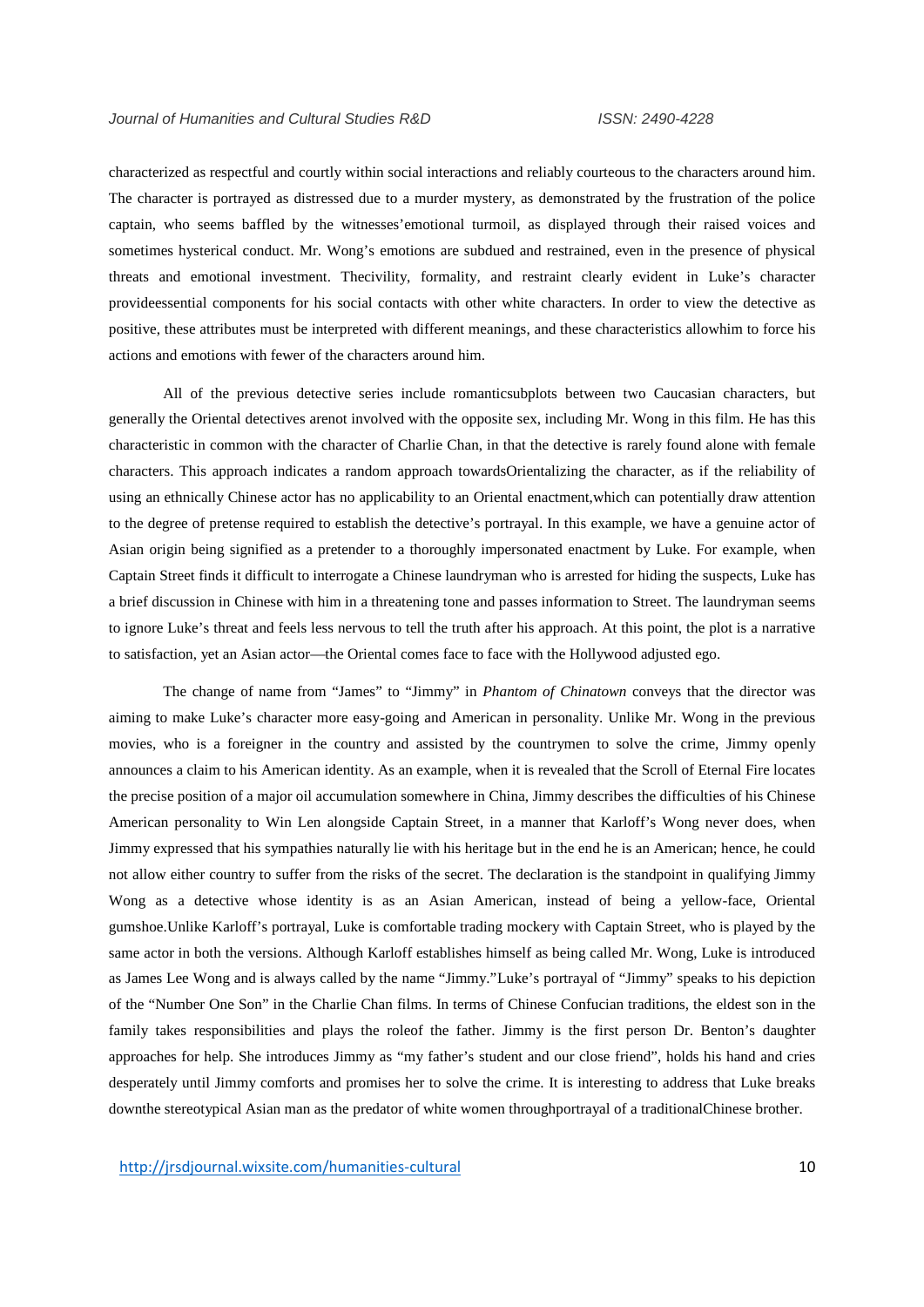characterized as respectful and courtly within social interactions and reliably courteous to the characters around him. The character is portrayed as distressed due to a murder mystery, as demonstrated by the frustration of the police captain, who seems baffled by the witnesses'emotional turmoil, as displayed through their raised voices and sometimes hysterical conduct. Mr. Wong's emotions are subdued and restrained, even in the presence of physical threats and emotional investment. Thecivility, formality, and restraint clearly evident in Luke's character provideessential components for his social contacts with other white characters. In order to view the detective as positive, these attributes must be interpreted with different meanings, and these characteristics allowhim to force his actions and emotions with fewer of the characters around him.

All of the previous detective series include romanticsubplots between two Caucasian characters, but generally the Oriental detectives arenot involved with the opposite sex, including Mr. Wong in this film. He has this characteristic in common with the character of Charlie Chan, in that the detective is rarely found alone with female characters. This approach indicates a random approach towardsOrientalizing the character, as if the reliability of using an ethnically Chinese actor has no applicability to an Oriental enactment,which can potentially draw attention to the degree of pretense required to establish the detective's portrayal. In this example, we have a genuine actor of Asian origin being signified as a pretender to a thoroughly impersonated enactment by Luke. For example, when Captain Street finds it difficult to interrogate a Chinese laundryman who is arrested for hiding the suspects, Luke has a brief discussion in Chinese with him in a threatening tone and passes information to Street. The laundryman seems to ignore Luke's threat and feels less nervous to tell the truth after his approach. At this point, the plot is a narrative to satisfaction, yet an Asian actor—the Oriental comes face to face with the Hollywood adjusted ego.

The change of name from "James" to "Jimmy" in *Phantom of Chinatown* conveys that the director was aiming to make Luke's character more easy-going and American in personality. Unlike Mr. Wong in the previous movies, who is a foreigner in the country and assisted by the countrymen to solve the crime, Jimmy openly announces a claim to his American identity. As an example, when it is revealed that the Scroll of Eternal Fire locates the precise position of a major oil accumulation somewhere in China, Jimmy describes the difficulties of his Chinese American personality to Win Len alongside Captain Street, in a manner that Karloff's Wong never does, when Jimmy expressed that his sympathies naturally lie with his heritage but in the end he is an American; hence, he could not allow either country to suffer from the risks of the secret. The declaration is the standpoint in qualifying Jimmy Wong as a detective whose identity is as an Asian American, instead of being a yellow-face, Oriental gumshoe.Unlike Karloff's portrayal, Luke is comfortable trading mockery with Captain Street, who is played by the same actor in both the versions. Although Karloff establishes himself as being called Mr. Wong, Luke is introduced as James Lee Wong and is always called by the name "Jimmy."Luke's portrayal of "Jimmy" speaks to his depiction of the "Number One Son" in the Charlie Chan films. In terms of Chinese Confucian traditions, the eldest son in the family takes responsibilities and plays the roleof the father. Jimmy is the first person Dr. Benton's daughter approaches for help. She introduces Jimmy as "my father's student and our close friend", holds his hand and cries desperately until Jimmy comforts and promises her to solve the crime. It is interesting to address that Luke breaks downthe stereotypical Asian man as the predator of white women throughportrayal of a traditionalChinese brother.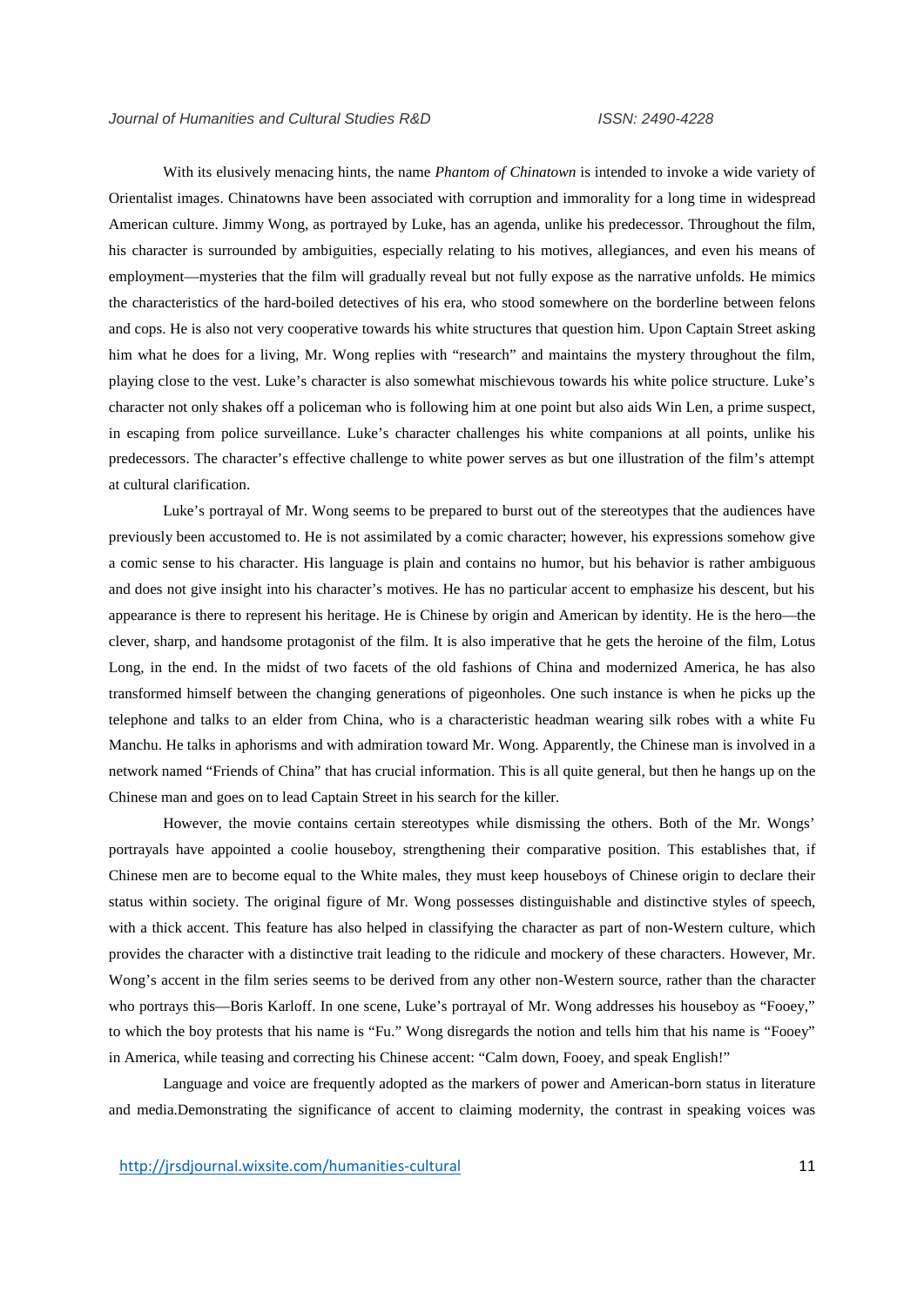With its elusively menacing hints, the name *Phantom of Chinatown* is intended to invoke a wide variety of Orientalist images. Chinatowns have been associated with corruption and immorality for a long time in widespread American culture. Jimmy Wong, as portrayed by Luke, has an agenda, unlike his predecessor. Throughout the film, his character is surrounded by ambiguities, especially relating to his motives, allegiances, and even his means of employment—mysteries that the film will gradually reveal but not fully expose as the narrative unfolds. He mimics the characteristics of the hard-boiled detectives of his era, who stood somewhere on the borderline between felons and cops. He is also not very cooperative towards his white structures that question him. Upon Captain Street asking him what he does for a living, Mr. Wong replies with "research" and maintains the mystery throughout the film, playing close to the vest. Luke's character is also somewhat mischievous towards his white police structure. Luke's character not only shakes off a policeman who is following him at one point but also aids Win Len, a prime suspect, in escaping from police surveillance. Luke's character challenges his white companions at all points, unlike his predecessors. The character's effective challenge to white power serves as but one illustration of the film's attempt at cultural clarification.

Luke's portrayal of Mr. Wong seems to be prepared to burst out of the stereotypes that the audiences have previously been accustomed to. He is not assimilated by a comic character; however, his expressions somehow give a comic sense to his character. His language is plain and contains no humor, but his behavior is rather ambiguous and does not give insight into his character's motives. He has no particular accent to emphasize his descent, but his appearance is there to represent his heritage. He is Chinese by origin and American by identity. He is the hero—the clever, sharp, and handsome protagonist of the film. It is also imperative that he gets the heroine of the film, Lotus Long, in the end. In the midst of two facets of the old fashions of China and modernized America, he has also transformed himself between the changing generations of pigeonholes. One such instance is when he picks up the telephone and talks to an elder from China, who is a characteristic headman wearing silk robes with a white Fu Manchu. He talks in aphorisms and with admiration toward Mr. Wong. Apparently, the Chinese man is involved in a network named "Friends of China" that has crucial information. This is all quite general, but then he hangs up on the Chinese man and goes on to lead Captain Street in his search for the killer.

However, the movie contains certain stereotypes while dismissing the others. Both of the Mr. Wongs' portrayals have appointed a coolie houseboy, strengthening their comparative position. This establishes that, if Chinese men are to become equal to the White males, they must keep houseboys of Chinese origin to declare their status within society. The original figure of Mr. Wong possesses distinguishable and distinctive styles of speech, with a thick accent. This feature has also helped in classifying the character as part of non-Western culture, which provides the character with a distinctive trait leading to the ridicule and mockery of these characters. However, Mr. Wong's accent in the film series seems to be derived from any other non-Western source, rather than the character who portrays this—Boris Karloff. In one scene, Luke's portrayal of Mr. Wong addresses his houseboy as "Fooey," to which the boy protests that his name is "Fu." Wong disregards the notion and tells him that his name is "Fooey" in America, while teasing and correcting his Chinese accent: "Calm down, Fooey, and speak English!"

Language and voice are frequently adopted as the markers of power and American-born status in literature and media.Demonstrating the significance of accent to claiming modernity, the contrast in speaking voices was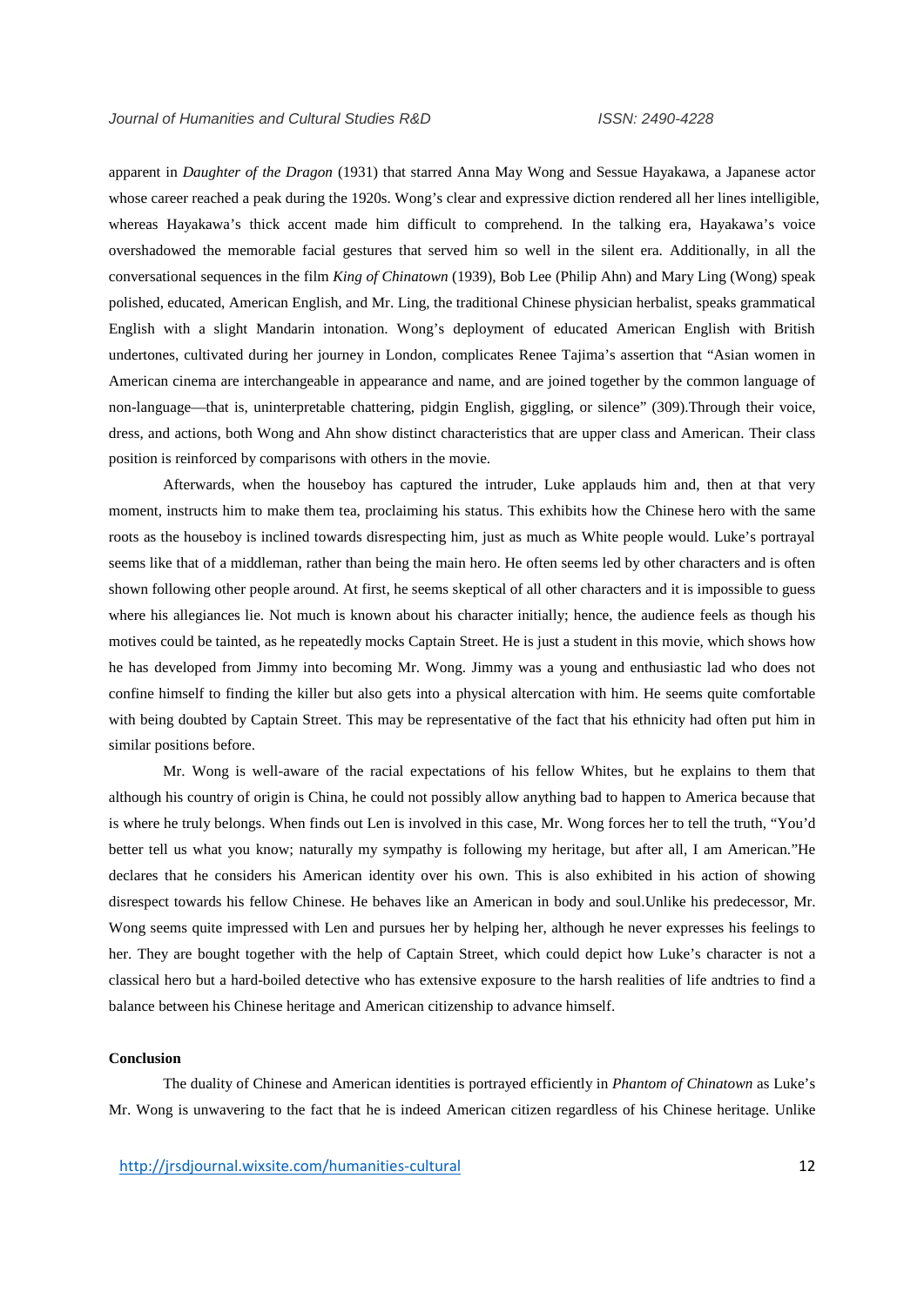apparent in *Daughter of the Dragon* (1931) that starred Anna May Wong and Sessue Hayakawa, a Japanese actor whose career reached a peak during the 1920s. Wong's clear and expressive diction rendered all her lines intelligible, whereas Hayakawa's thick accent made him difficult to comprehend. In the talking era, Hayakawa's voice overshadowed the memorable facial gestures that served him so well in the silent era. Additionally, in all the conversational sequences in the film *King of Chinatown* (1939), Bob Lee (Philip Ahn) and Mary Ling (Wong) speak polished, educated, American English, and Mr. Ling, the traditional Chinese physician herbalist, speaks grammatical English with a slight Mandarin intonation. Wong's deployment of educated American English with British undertones, cultivated during her journey in London, complicates Renee Tajima's assertion that "Asian women in American cinema are interchangeable in appearance and name, and are joined together by the common language of non-language—that is, uninterpretable chattering, pidgin English, giggling, or silence" (309).Through their voice, dress, and actions, both Wong and Ahn show distinct characteristics that are upper class and American. Their class position is reinforced by comparisons with others in the movie.

Afterwards, when the houseboy has captured the intruder, Luke applauds him and, then at that very moment, instructs him to make them tea, proclaiming his status. This exhibits how the Chinese hero with the same roots as the houseboy is inclined towards disrespecting him, just as much as White people would. Luke's portrayal seems like that of a middleman, rather than being the main hero. He often seems led by other characters and is often shown following other people around. At first, he seems skeptical of all other characters and it is impossible to guess where his allegiances lie. Not much is known about his character initially; hence, the audience feels as though his motives could be tainted, as he repeatedly mocks Captain Street. He is just a student in this movie, which shows how he has developed from Jimmy into becoming Mr. Wong. Jimmy was a young and enthusiastic lad who does not confine himself to finding the killer but also gets into a physical altercation with him. He seems quite comfortable with being doubted by Captain Street. This may be representative of the fact that his ethnicity had often put him in similar positions before.

Mr. Wong is well-aware of the racial expectations of his fellow Whites, but he explains to them that although his country of origin is China, he could not possibly allow anything bad to happen to America because that is where he truly belongs. When finds out Len is involved in this case, Mr. Wong forces her to tell the truth, "You'd better tell us what you know; naturally my sympathy is following my heritage, but after all, I am American."He declares that he considers his American identity over his own. This is also exhibited in his action of showing disrespect towards his fellow Chinese. He behaves like an American in body and soul.Unlike his predecessor, Mr. Wong seems quite impressed with Len and pursues her by helping her, although he never expresses his feelings to her. They are bought together with the help of Captain Street, which could depict how Luke's character is not a classical hero but a hard-boiled detective who has extensive exposure to the harsh realities of life andtries to find a balance between his Chinese heritage and American citizenship to advance himself.

**Conclusion**

The duality of Chinese and American identities is portrayed efficiently in *Phantom of Chinatown* as Luke's Mr. Wong is unwavering to the fact that he is indeed American citizen regardless of his Chinese heritage. Unlike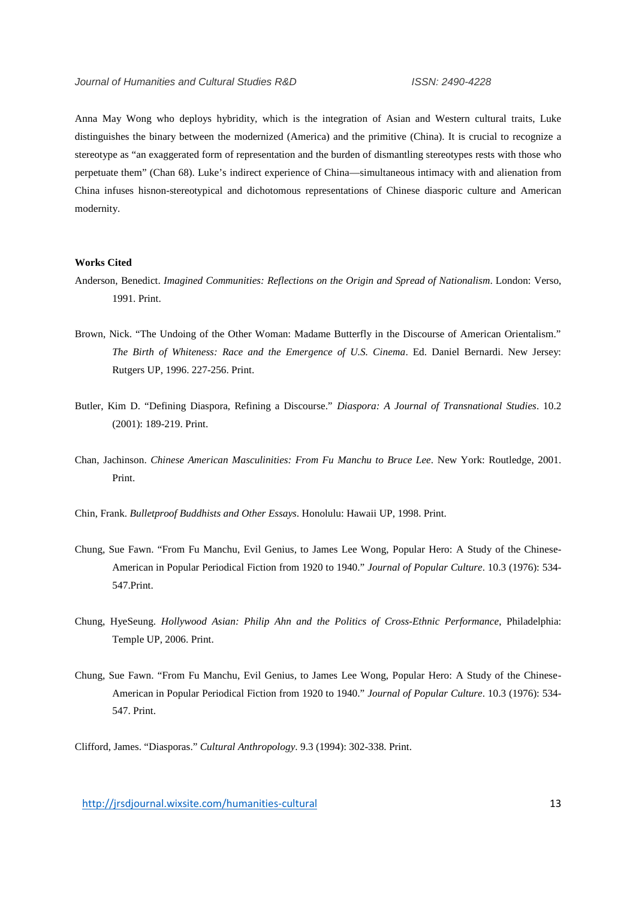Anna May Wong who deploys hybridity, which is the integration of Asian and Western cultural traits, Luke distinguishes the binary between the modernized (America) and the primitive (China). It is crucial to recognize a stereotype as "an exaggerated form of representation and the burden of dismantling stereotypes rests with those who perpetuate them" (Chan 68). Luke's indirect experience of China—simultaneous intimacy with and alienation from China infuses hisnon-stereotypical and dichotomous representations of Chinese diasporic culture and American modernity.

**Works Cited**

Anderson, Benedict. *Imagined Communities: Reflections on the Origin and Spread of Nationalism*. London: Verso, 1991. Print.

Brown, Nick. "The Undoing of the Other Woman: Madame Butterfly in the Discourse of American Orientalism." *The Birth of Whiteness: Race and the Emergence of U.S. Cinema*. Ed. Daniel Bernardi. New Jersey: Rutgers UP, 1996. 227-256. Print.

Butler, Kim D. "Defining Diaspora, Refining a Discourse." *Diaspora: A Journal of Transnational Studies*. 10.2 (2001): 189-219. Print.

Chan, Jachinson. *Chinese American Masculinities: From Fu Manchu to Bruce Lee*. New York: Routledge, 2001. Print.

Chin, Frank. *Bulletproof Buddhists and Other Essays*. Honolulu: Hawaii UP, 1998. Print.

Chung, Sue Fawn. "From Fu Manchu, Evil Genius, to James Lee Wong, Popular Hero: A Study of the Chinese-American in Popular Periodical Fiction from 1920 to 1940." *Journal of Popular Culture*. 10.3 (1976): 534-547.Print.

Chung, HyeSeung. *Hollywood Asian: Philip Ahn and the Politics of Cross-Ethnic Performance*, Philadelphia: Temple UP, 2006. Print.

Chung, Sue Fawn. "From Fu Manchu, Evil Genius, to James Lee Wong, Popular Hero: A Study of the Chinese-American in Popular Periodical Fiction from 1920 to 1940." *Journal of Popular Culture*. 10.3 (1976): 534-547. Print.

Clifford, James. "Diasporas." *Cultural Anthropology*. 9.3 (1994): 302-338. Print.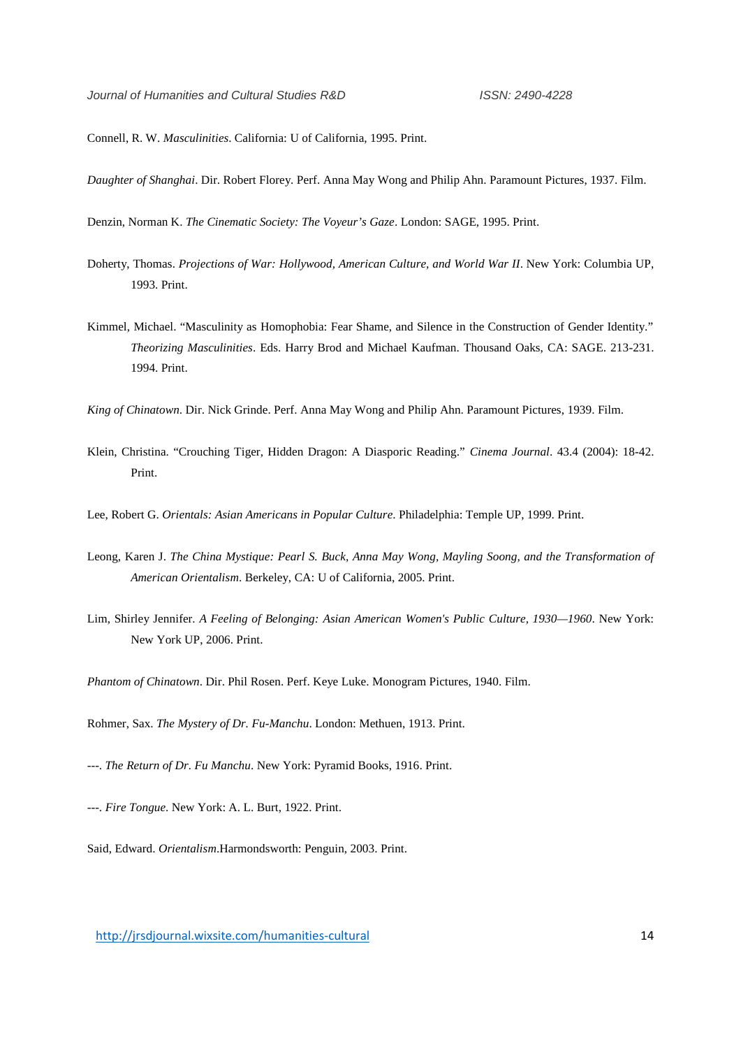Connell, R. W. *Masculinities*. California: U of California, 1995. Print.

*Daughter of Shanghai*. Dir. Robert Florey. Perf. Anna May Wong and Philip Ahn. Paramount Pictures, 1937. Film.

Denzin, Norman K. *The Cinematic Society: The Voyeur's Gaze*. London: SAGE, 1995. Print.

Doherty, Thomas. *Projections of War: Hollywood, American Culture, and World War II*. New York: Columbia UP, 1993. Print.

Kimmel, Michael. "Masculinity as Homophobia: Fear Shame, and Silence in the Construction of Gender Identity." *Theorizing Masculinities*. Eds. Harry Brod and Michael Kaufman. Thousand Oaks, CA: SAGE. 213-231. 1994. Print.

*King of Chinatown*. Dir. Nick Grinde. Perf. Anna May Wong and Philip Ahn. Paramount Pictures, 1939. Film.

Klein, Christina. "Crouching Tiger, Hidden Dragon: A Diasporic Reading." *Cinema Journal*. 43.4 (2004): 18-42. Print.

Lee, Robert G. *Orientals: Asian Americans in Popular Culture*. Philadelphia: Temple UP, 1999. Print.

Leong, Karen J. *The China Mystique: Pearl S. Buck, Anna May Wong, Mayling Soong, and the Transformation of American Orientalism*. Berkeley, CA: U of California, 2005. Print.

Lim, Shirley Jennifer. *A Feeling of Belonging: Asian American Women's Public Culture, 1930—1960*. New York: New York UP, 2006. Print.

*Phantom of Chinatown*. Dir. Phil Rosen. Perf. Keye Luke. Monogram Pictures, 1940. Film.

Rohmer, Sax. *The Mystery of Dr. Fu-Manchu*. London: Methuen, 1913. Print.

---. *The Return of Dr. Fu Manchu*. New York: Pyramid Books, 1916. Print.

---. *Fire Tongue*. New York: A. L. Burt, 1922. Print.

Said, Edward. *Orientalism*.Harmondsworth: Penguin, 2003. Print.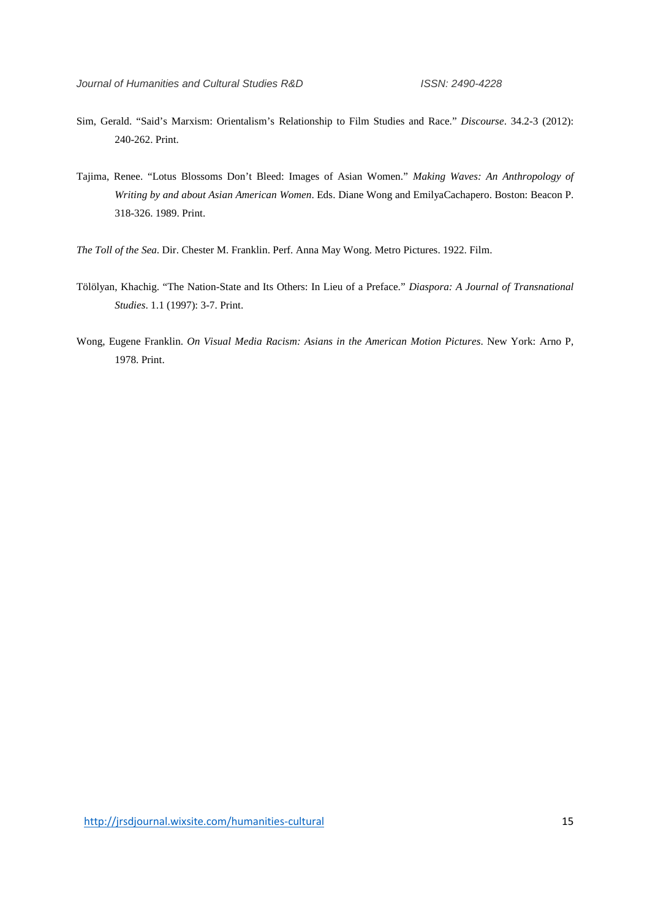Sim, Gerald. "Said's Marxism: Orientalism's Relationship to Film Studies and Race." *Discourse*. 34.2-3 (2012): 240-262. Print.

Tajima, Renee. "Lotus Blossoms Don't Bleed: Images of Asian Women." *Making Waves: An Anthropology of Writing by and about Asian American Women*. Eds. Diane Wong and EmilyaCachapero. Boston: Beacon P. 318-326. 1989. Print.

*The Toll of the Sea*. Dir. Chester M. Franklin. Perf. Anna May Wong. Metro Pictures. 1922. Film.

Tölölyan, Khachig. "The Nation-State and Its Others: In Lieu of a Preface." *Diaspora: A Journal of Transnational Studies*. 1.1 (1997): 3-7. Print.

Wong, Eugene Franklin. *On Visual Media Racism: Asians in the American Motion Pictures*. New York: Arno P, 1978. Print.